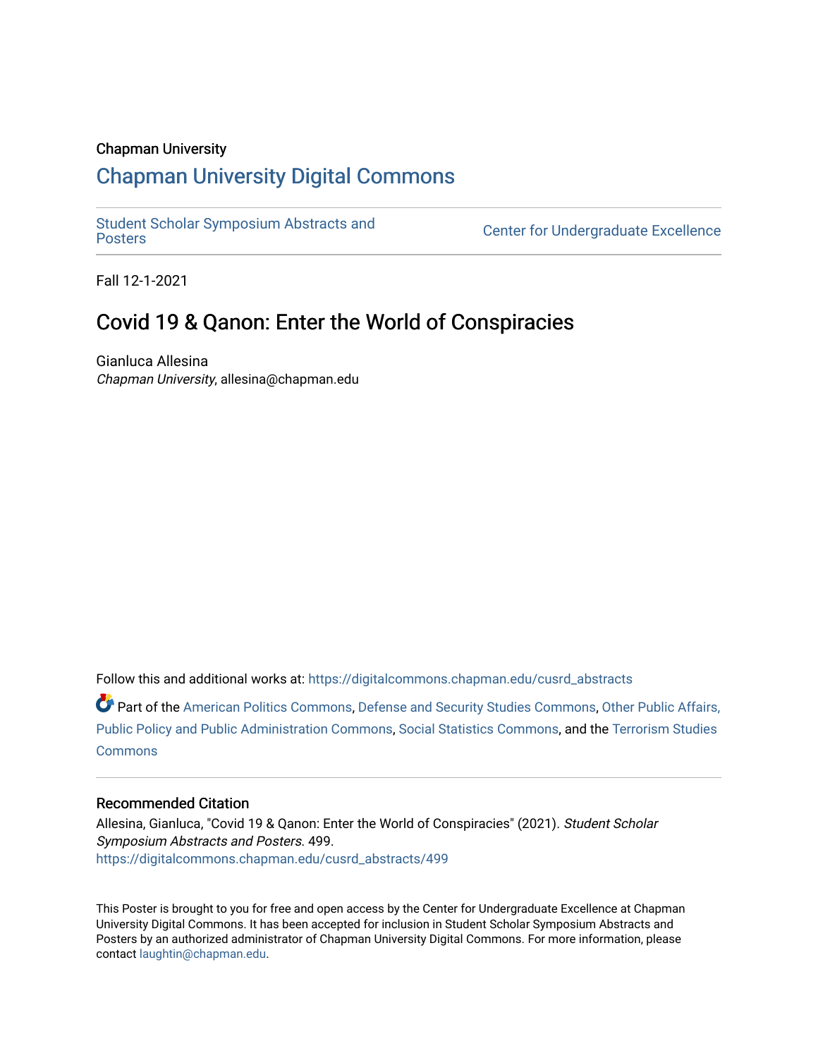Chapman University

## Chapman University Digital Commons

Student Scholar Symposium Abstracts and Posters

Center for Undergraduate Excellence

Fall 12-1-2021

# Covid 19 & Qanon: Enter the World of Conspiracies

Gianluca Allesina
*Chapman University*, allesina@chapman.edu

Follow this and additional works at: https://digitalcommons.chapman.edu/cusrd_abstracts

Part of the American Politics Commons, Defense and Security Studies Commons, Other Public Affairs, Public Policy and Public Administration Commons, Social Statistics Commons, and the Terrorism Studies Commons

### Recommended Citation

Allesina, Gianluca, "Covid 19 & Qanon: Enter the World of Conspiracies" (2021). *Student Scholar Symposium Abstracts and Posters*. 499.
https://digitalcommons.chapman.edu/cusrd_abstracts/499

This Poster is brought to you for free and open access by the Center for Undergraduate Excellence at Chapman University Digital Commons. It has been accepted for inclusion in Student Scholar Symposium Abstracts and Posters by an authorized administrator of Chapman University Digital Commons. For more information, please contact laughtin@chapman.edu.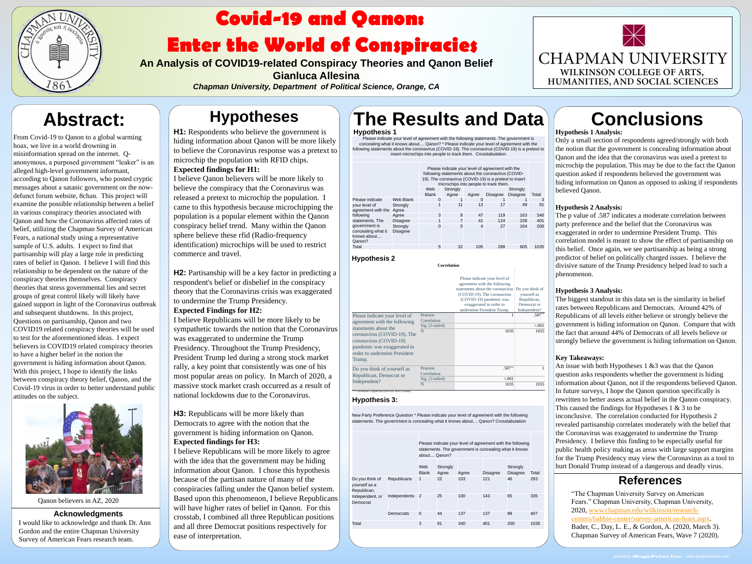# Covid-19 and Qanon: Enter the World of Conspiracies

**An Analysis of COVID19-related Conspiracy Theories and Qanon Belief**

**Gianluca Allesina**

***Chapman University, Department of Political Science, Orange, CA***

CHAPMAN UNIVERSITY
WILKINSON COLLEGE OF ARTS, HUMANITIES, AND SOCIAL SCIENCES

## Abstract:

From Covid-19 to Qanon to a global warming hoax, we live in a world drowning in misinformation spread on the internet. Q-anonymous, a purposed government "leaker" is an alleged high-level government informant, according to Qanon followers, who posted cryptic messages about a satanic government on the now-defunct forum website, 8chan. This project will examine the possible relationship between a belief in various conspiracy theories associated with Qanon and how the Coronavirus affected rates of belief, utilizing the Chapman Survey of American Fears, a national study using a representative sample of U.S. adults. I expect to find that partisanship will play a large role in predicting rates of belief in Qanon. I believe I will find this relationship to be dependent on the nature of the conspiracy theories themselves. Conspiracy theories that stress governmental lies and secret groups of great control likely will likely have gained support in light of the Coronavirus outbreak and subsequent shutdowns. In this project, Questions on partisanship, Qanon and two COVID19 related conspiracy theories will be used to test for the aforementioned ideas. I expect believers in COVID19 related conspiracy theories to have a higher belief in the notion the government is hiding information about Qanon. With this project, I hope to identify the links between conspiracy theory belief, Qanon, and the Covid-19 virus in order to better understand public attitudes on the subject.

Qanon believers in AZ, 2020

### Acknowledgments

I would like to acknowledge and thank Dr. Ann Gordon and the entire Chapman University Survey of American Fears research team.

## Hypotheses

**H1:** Respondents who believe the government is hiding information about Qanon will be more likely to believe the Coronavirus response was a pretext to microchip the population with RFID chips.

**Expected findings for H1:**

I believe Qanon believers will be more likely to believe the conspiracy that the Coronavirus was released a pretext to microchip the population. I came to this hypothesis because microchipping the population is a popular element within the Qanon conspiracy belief trend. Many within the Qanon sphere believe these rfid (Radio-frequency identification) microchips will be used to restrict commerce and travel.

**H2:** Partisanship will be a key factor in predicting a respondent's belief or disbelief in the conspiracy theory that the Coronavirus crisis was exaggerated to undermine the Trump Presidency.

**Expected Findings for H2:**

I believe Republicans will be more likely to be sympathetic towards the notion that the Coronavirus was exaggerated to undermine the Trump Presidency. Throughout the Trump Presidency, President Trump led during a strong stock market rally, a key point that consistently was one of his most popular areas on policy. In March of 2020, a massive stock market crash occurred as a result of national lockdowns due to the Coronavirus.

**H3:** Republicans will be more likely than Democrats to agree with the notion that the government is hiding information on Qanon.

**Expected findings for H3:**

I believe Republicans will be more likely to agree with the idea that the government may be hiding information about Qanon. I chose this hypothesis because of the partisan nature of many of the conspiracies falling under the Qanon belief system. Based upon this phenomenon, I believe Republicans will have higher rates of belief in Qanon. For this crosstab, I combined all three Republican positions and all three Democrat positions respectively for ease of interpretation.

## The Results and Data

### Hypothesis 1

Please indicate your level of agreement with the following statements. The government is concealing what it knows about.... Qanon? * Please indicate your level of agreement with the following statements about the coronavirus (COVID-19). The coronavirus (COVID-19) is a pretext to insert microchips into people to track them. Crosstabulation

| | | Please indicate your level of agreement with the following statements about the coronavirus (COVID-19). The coronavirus (COVID-19) is a pretext to insert microchips into people to track them. | | | | | |
|---|---|---|---|---|---|---|---|
| | | Web Blank | Strongly Agree | Agree | Disagree | Strongly Disagree | Total |
| Please indicate your level of agreement with the following statements. The government is concealing what it knows about.... Qanon? | Web Blank | 0 | 1 | 0 | 1 | 1 | 3 |
| | Strongly Agree | 1 | 11 | 13 | 17 | 49 | 91 |
| | Agree | 3 | 8 | 47 | 119 | 163 | 340 |
| | Disagree | 1 | 7 | 41 | 124 | 228 | 401 |
| | Strongly Disagree | 0 | 5 | 4 | 27 | 164 | 200 |
| Total | | 5 | 32 | 105 | 288 | 605 | 1035 |

### Hypothesis 2

**Correlation**

| | | Please indicate your level of agreement with the following statements about the coronavirus (COVID-19). The coronavirus (COVID-19) pandemic was exaggerated in order to undermine President Trump. | Do you think of yourself as Republican, Democrat or Independent? |
|---|---|---|---|
| Please indicate your level of agreement with the following statements about the coronavirus (COVID-19). The coronavirus (COVID-19) pandemic was exaggerated in order to undermine President Trump. | Pearson Correlation | 1 | .587** |
| | Sig. (2-tailed) | | <.001 |
| | N | 1035 | 1035 |
| Do you think of yourself as Republican, Democrat or Independent? | Pearson Correlation | .587** | 1 |
| | Sig. (2-tailed) | <.001 | |
| | N | 1035 | 1035 |

**. Correlation is significant at the 0.01 level (2-tailed).

### Hypothesis 3:

New Party Preference Question * Please indicate your level of agreement with the following statements. The government is concealing what it knows about.... Qanon? Crosstabulation

| | | Please indicate your level of agreement with the following statements. The government is concealing what it knows about.... Qanon? | | | | | |
|---|---|---|---|---|---|---|---|
| | | Web Blank | Strongly Agree | Agree | Disagree | Strongly Disagree | Total |
| Do you think of yourself as a Republican, Independent, or Democrat | Republicans | 1 | 22 | 103 | 121 | 46 | 293 |
| | Independents | 2 | 25 | 100 | 143 | 65 | 335 |
| | Democrats | 0 | 44 | 137 | 137 | 89 | 407 |
| Total | | 3 | 91 | 340 | 401 | 200 | 1035 |

## Conclusions

**Hypothesis 1 Analysis:**

Only a small section of respondents agreed/strongly with both the notion that the government is concealing information about Qanon and the idea that the coronavirus was used a pretext to microchip the population. This may be due to the fact the Qanon question asked if respondents believed the government was hiding information on Qanon as opposed to asking if respondents believed Qanon.

**Hypothesis 2 Analysis:**

The p value of .587 indicates a moderate correlation between party preference and the belief that the Coronavirus was exaggerated in order to undermine President Trump. This correlation model is meant to show the effect of partisanship on this belief. Once again, we see partisanship as being a strong predictor of belief on politically charged issues. I believe the divisive nature of the Trump Presidency helped lead to such a phenomenon.

**Hypothesis 3 Analysis:**

The biggest standout in this data set is the similarity in belief rates between Republicans and Democrats. Around 42% of Republicans of all levels either believe or strongly believe the government is hiding information on Qanon. Compare that with the fact that around 44% of Democrats of all levels believe or strongly believe the government is hiding information on Qanon.

**Key Takeaways:**

An issue with both Hypotheses 1 &3 was that the Qanon question asks respondents whether the government is hiding information about Qanon, not if the respondents believed Qanon. In future surveys, I hope the Qanon question specifically is rewritten to better assess actual belief in the Qanon conspiracy. This caused the findings for Hypotheses 1 & 3 to be inconclusive. The correlation conducted for Hypothesis 2 revealed partisanship correlates moderately with the belief that the Coronavirus was exaggerated to undermine the Trump Presidency. I believe this finding to be especially useful for public health policy making as areas with large support margins for the Trump Presidency may view the Coronavirus as a tool to hurt Donald Trump instead of a dangerous and deadly virus.

## References

"The Chapman University Survey on American Fears." Chapman University, Chapman University, 2020, www.chapman.edu/wilkinson/research-centers/babbie-center/survey-american-fears.aspx.

Bader, C., Day, L. E., & Gordon, A. (2020, March 3). Chapman Survey of American Fears, Wave 7 (2020).